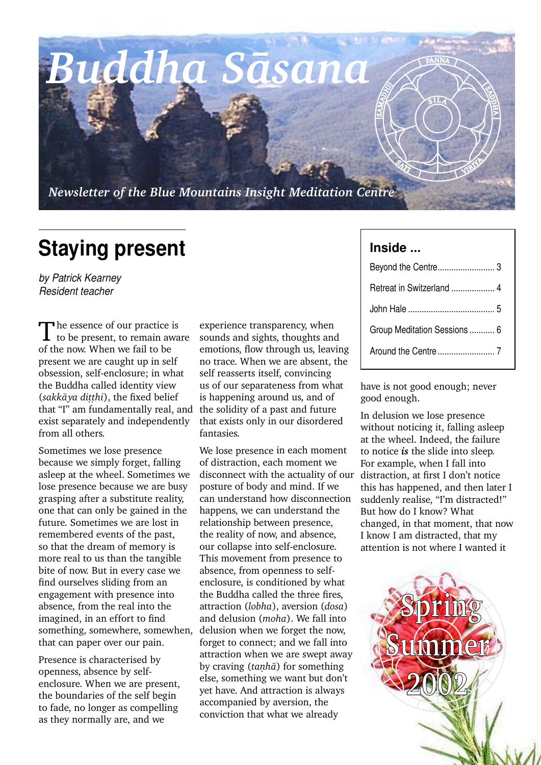# Buddha Sāsana

*Newsletter of the Blue Mountains Insight Meditation Centre*

## Staying present

*by Patrick Kearney*
*Resident teacher*

**Inside ...**

- Beyond the Centre ........................ 3
- Retreat in Switzerland .................. 4
- John Hale ..................................... 5
- Group Meditation Sessions ........... 6
- Around the Centre ........................ 7

Spring Summer 2002

The essence of our practice is to be present, to remain aware of the now. When we fail to be present we are caught up in self obsession, self-enclosure; in what the Buddha called identity view (*sakkāya diṭṭhi*), the fixed belief that "I" am fundamentally real, and exist separately and independently from all others.

Sometimes we lose presence because we simply forget, falling asleep at the wheel. Sometimes we lose presence because we are busy grasping after a substitute reality, one that can only be gained in the future. Sometimes we are lost in remembered events of the past, so that the dream of memory is more real to us than the tangible bite of now. But in every case we find ourselves sliding from an engagement with presence into absence, from the real into the imagined, in an effort to find something, somewhere, somewhen, that can paper over our pain.

Presence is characterised by openness, absence by self-enclosure. When we are present, the boundaries of the self begin to fade, no longer as compelling as they normally are, and we experience transparency, when sounds and sights, thoughts and emotions, flow through us, leaving no trace. When we are absent, the self reasserts itself, convincing us of our separateness from what is happening around us, and of the solidity of a past and future that exists only in our disordered fantasies.

We lose presence in each moment of distraction, each moment we disconnect with the actuality of our posture of body and mind. If we can understand how disconnection happens, we can understand the relationship between presence, the reality of now, and absence, our collapse into self-enclosure. This movement from presence to absence, from openness to self-enclosure, is conditioned by what the Buddha called the three fires, attraction (*lobha*), aversion (*dosa*) and delusion (*moha*). We fall into delusion when we forget the now, forget to connect; and we fall into attraction when we are swept away by craving (*taṇhā*) for something else, something we want but don't yet have. And attraction is always accompanied by aversion, the conviction that what we already have is not good enough; never good enough.

In delusion we lose presence without noticing it, falling asleep at the wheel. Indeed, the failure to notice ***is*** the slide into sleep. For example, when I fall into distraction, at first I don't notice this has happened, and then later I suddenly realise, "I'm distracted!" But how do I know? What changed, in that moment, that now I know I am distracted, that my attention is not where I wanted it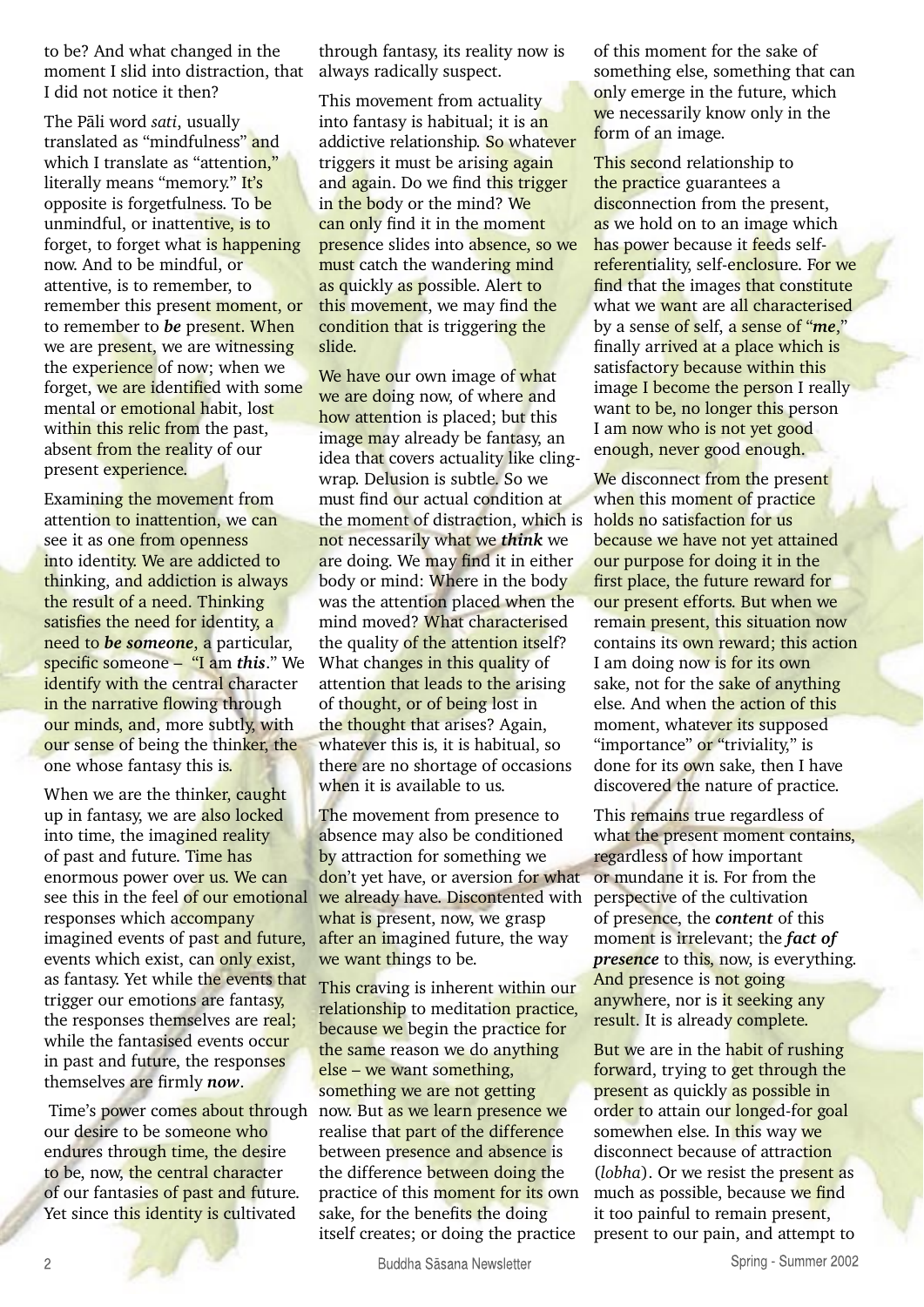to be? And what changed in the moment I slid into distraction, that I did not notice it then?

The Pāli word *sati*, usually translated as "mindfulness" and which I translate as "attention," literally means "memory." It's opposite is forgetfulness. To be unmindful, or inattentive, is to forget, to forget what is happening now. And to be mindful, or attentive, is to remember, to remember this present moment, or to remember to ***be*** present. When we are present, we are witnessing the experience of now; when we forget, we are identified with some mental or emotional habit, lost within this relic from the past, absent from the reality of our present experience.

Examining the movement from attention to inattention, we can see it as one from openness into identity. We are addicted to thinking, and addiction is always the result of a need. Thinking satisfies the need for identity, a need to ***be someone***, a particular, specific someone – "I am ***this***." We identify with the central character in the narrative flowing through our minds, and, more subtly, with our sense of being the thinker, the one whose fantasy this is.

When we are the thinker, caught up in fantasy, we are also locked into time, the imagined reality of past and future. Time has enormous power over us. We can see this in the feel of our emotional responses which accompany imagined events of past and future, events which exist, can only exist, as fantasy. Yet while the events that trigger our emotions are fantasy, the responses themselves are real; while the fantasised events occur in past and future, the responses themselves are firmly ***now***.

Time's power comes about through our desire to be someone who endures through time, the desire to be, now, the central character of our fantasies of past and future. Yet since this identity is cultivated through fantasy, its reality now is always radically suspect.

This movement from actuality into fantasy is habitual; it is an addictive relationship. So whatever triggers it must be arising again and again. Do we find this trigger in the body or the mind? We can only find it in the moment presence slides into absence, so we must catch the wandering mind as quickly as possible. Alert to this movement, we may find the condition that is triggering the slide.

We have our own image of what we are doing now, of where and how attention is placed; but this image may already be fantasy, an idea that covers actuality like cling-wrap. Delusion is subtle. So we must find our actual condition at the moment of distraction, which is not necessarily what we ***think*** we are doing. We may find it in either body or mind: Where in the body was the attention placed when the mind moved? What characterised the quality of the attention itself? What changes in this quality of attention that leads to the arising of thought, or of being lost in the thought that arises? Again, whatever this is, it is habitual, so there are no shortage of occasions when it is available to us.

The movement from presence to absence may also be conditioned by attraction for something we don't yet have, or aversion for what we already have. Discontented with what is present, now, we grasp after an imagined future, the way we want things to be.

This craving is inherent within our relationship to meditation practice, because we begin the practice for the same reason we do anything else – we want something, something we are not getting now. But as we learn presence we realise that part of the difference between presence and absence is the difference between doing the practice of this moment for its own sake, for the benefits the doing itself creates; or doing the practice of this moment for the sake of something else, something that can only emerge in the future, which we necessarily know only in the form of an image.

This second relationship to the practice guarantees a disconnection from the present, as we hold on to an image which has power because it feeds self-referentiality, self-enclosure. For we find that the images that constitute what we want are all characterised by a sense of self, a sense of "***me***," finally arrived at a place which is satisfactory because within this image I become the person I really want to be, no longer this person I am now who is not yet good enough, never good enough.

We disconnect from the present when this moment of practice holds no satisfaction for us because we have not yet attained our purpose for doing it in the first place, the future reward for our present efforts. But when we remain present, this situation now contains its own reward; this action I am doing now is for its own sake, not for the sake of anything else. And when the action of this moment, whatever its supposed "importance" or "triviality," is done for its own sake, then I have discovered the nature of practice.

This remains true regardless of what the present moment contains, regardless of how important or mundane it is. For from the perspective of the cultivation of presence, the ***content*** of this moment is irrelevant; the ***fact of presence*** to this, now, is everything. And presence is not going anywhere, nor is it seeking any result. It is already complete.

But we are in the habit of rushing forward, trying to get through the present as quickly as possible in order to attain our longed-for goal somewhen else. In this way we disconnect because of attraction (*lobha*). Or we resist the present as much as possible, because we find it too painful to remain present, present to our pain, and attempt to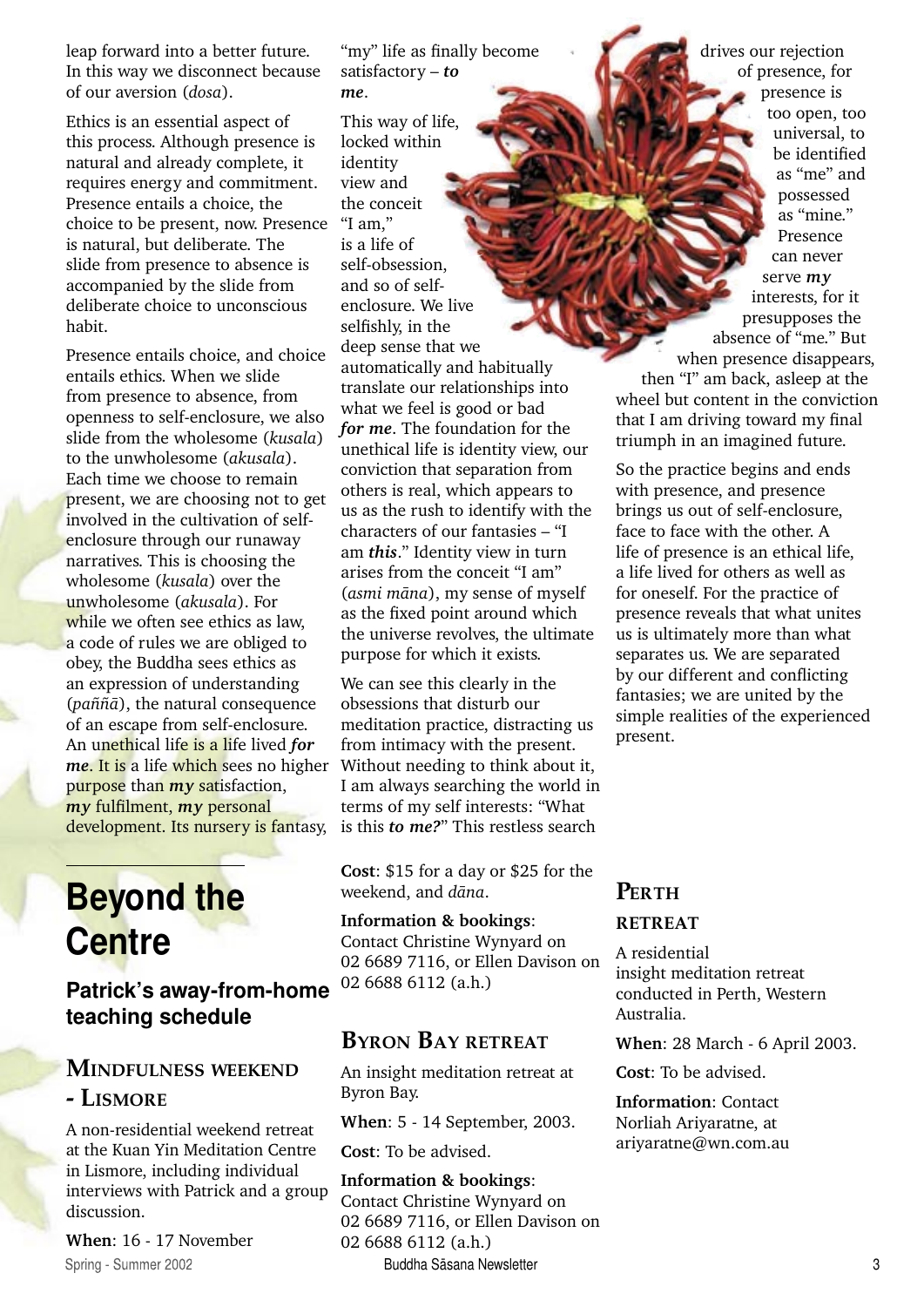leap forward into a better future. In this way we disconnect because of our aversion (*dosa*).

Ethics is an essential aspect of this process. Although presence is natural and already complete, it requires energy and commitment. Presence entails a choice, the choice to be present, now. Presence is natural, but deliberate. The slide from presence to absence is accompanied by the slide from deliberate choice to unconscious habit.

Presence entails choice, and choice entails ethics. When we slide from presence to absence, from openness to self-enclosure, we also slide from the wholesome (*kusala*) to the unwholesome (*akusala*). Each time we choose to remain present, we are choosing not to get involved in the cultivation of self-enclosure through our runaway narratives. This is choosing the wholesome (*kusala*) over the unwholesome (*akusala*). For while we often see ethics as law, a code of rules we are obliged to obey, the Buddha sees ethics as an expression of understanding (*paññā*), the natural consequence of an escape from self-enclosure. An unethical life is a life lived ***for me***. It is a life which sees no higher purpose than ***my*** satisfaction, ***my*** fulfilment, ***my*** personal development. Its nursery is fantasy, "my" life as finally become satisfactory – ***to me***.

This way of life, locked within identity view and the conceit "I am," is a life of self-obsession, and so of self-enclosure. We live selfishly, in the deep sense that we automatically and habitually translate our relationships into what we feel is good or bad ***for me***. The foundation for the unethical life is identity view, our conviction that separation from others is real, which appears to us as the rush to identify with the characters of our fantasies – "I am ***this***." Identity view in turn arises from the conceit "I am" (*asmi māna*), my sense of myself as the fixed point around which the universe revolves, the ultimate purpose for which it exists.

We can see this clearly in the obsessions that disturb our meditation practice, distracting us from intimacy with the present. Without needing to think about it, I am always searching the world in terms of my self interests: "What is this ***to me?***" This restless search drives our rejection of presence, for presence is too open, too universal, to be identified as "me" and possessed as "mine." Presence can never serve ***my*** interests, for it presupposes the absence of "me." But when presence disappears, then "I" am back, asleep at the wheel but content in the conviction that I am driving toward my final triumph in an imagined future.

So the practice begins and ends with presence, and presence brings us out of self-enclosure, face to face with the other. A life of presence is an ethical life, a life lived for others as well as for oneself. For the practice of presence reveals that what unites us is ultimately more than what separates us. We are separated by our different and conflicting fantasies; we are united by the simple realities of the experienced present.

# Beyond the Centre

## Patrick's away-from-home teaching schedule

### Mindfulness Weekend - Lismore

A non-residential weekend retreat at the Kuan Yin Meditation Centre in Lismore, including individual interviews with Patrick and a group discussion.

**When**: 16 - 17 November

**Cost**: $15 for a day or $25 for the weekend, and *dāna*.

**Information & bookings**: Contact Christine Wynyard on 02 6689 7116, or Ellen Davison on 02 6688 6112 (a.h.)

### Byron Bay Retreat

An insight meditation retreat at Byron Bay.

**When**: 5 - 14 September, 2003.

**Cost**: To be advised.

**Information & bookings**: Contact Christine Wynyard on 02 6689 7116, or Ellen Davison on 02 6688 6112 (a.h.)

### Perth Retreat

A residential insight meditation retreat conducted in Perth, Western Australia.

**When**: 28 March - 6 April 2003.

**Cost**: To be advised.

**Information**: Contact Norliah Ariyaratne, at ariyaratne@wn.com.au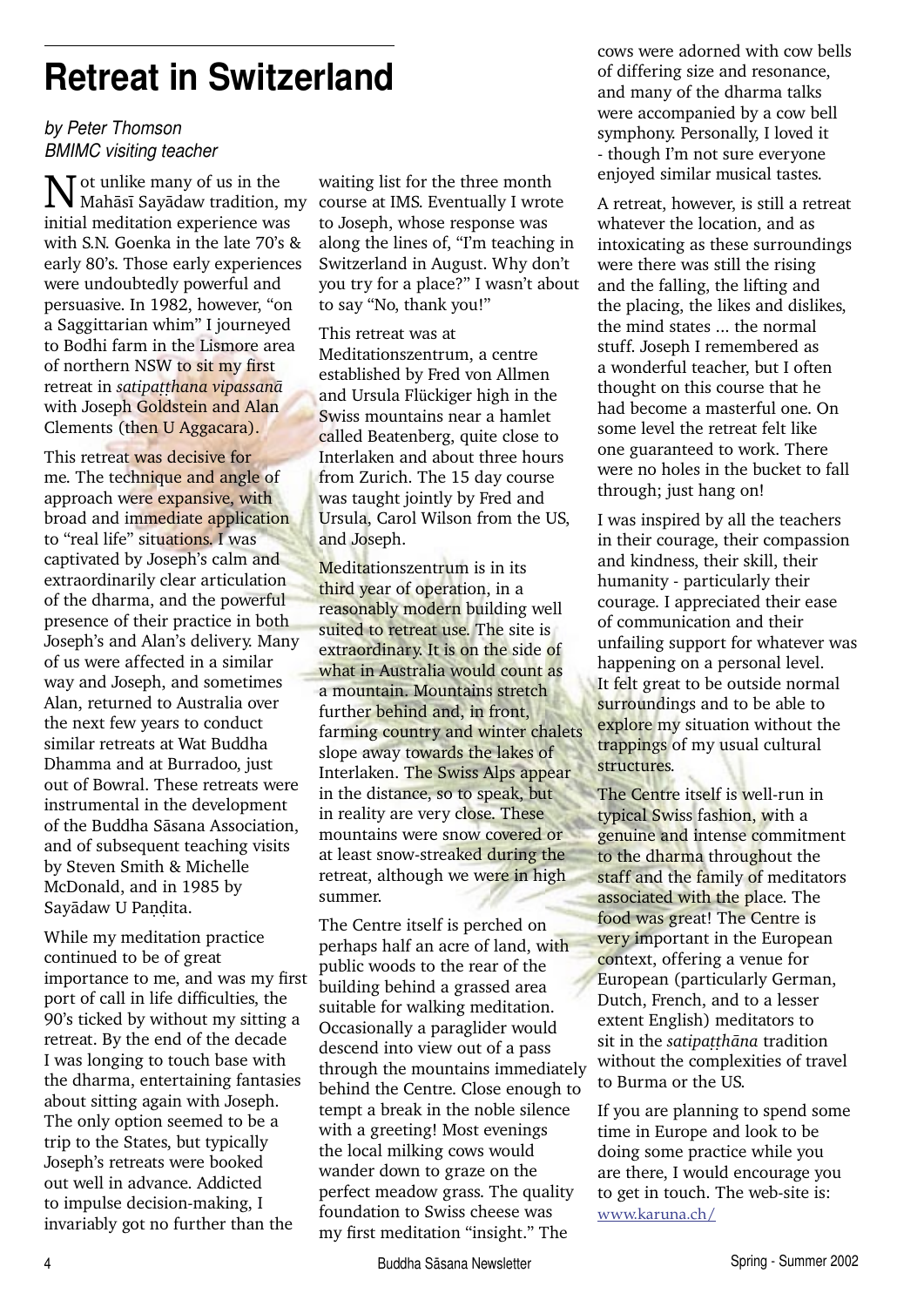# Retreat in Switzerland

*by Peter Thomson*
*BMIMC visiting teacher*

Not unlike many of us in the Mahāsī Sayādaw tradition, my initial meditation experience was with S.N. Goenka in the late 70's & early 80's. Those early experiences were undoubtedly powerful and persuasive. In 1982, however, "on a Saggittarian whim" I journeyed to Bodhi farm in the Lismore area of northern NSW to sit my first retreat in *satipaṭṭhana vipassanā* with Joseph Goldstein and Alan Clements (then U Aggacara).

This retreat was decisive for me. The technique and angle of approach were expansive, with broad and immediate application to "real life" situations. I was captivated by Joseph's calm and extraordinarily clear articulation of the dharma, and the powerful presence of their practice in both Joseph's and Alan's delivery. Many of us were affected in a similar way and Joseph, and sometimes Alan, returned to Australia over the next few years to conduct similar retreats at Wat Buddha Dhamma and at Burradoo, just out of Bowral. These retreats were instrumental in the development of the Buddha Sāsana Association, and of subsequent teaching visits by Steven Smith & Michelle McDonald, and in 1985 by Sayādaw U Paṇḍita.

While my meditation practice continued to be of great importance to me, and was my first port of call in life difficulties, the 90's ticked by without my sitting a retreat. By the end of the decade I was longing to touch base with the dharma, entertaining fantasies about sitting again with Joseph. The only option seemed to be a trip to the States, but typically Joseph's retreats were booked out well in advance. Addicted to impulse decision-making, I invariably got no further than the waiting list for the three month course at IMS. Eventually I wrote to Joseph, whose response was along the lines of, "I'm teaching in Switzerland in August. Why don't you try for a place?" I wasn't about to say "No, thank you!"

This retreat was at Meditationszentrum, a centre established by Fred von Allmen and Ursula Flückiger high in the Swiss mountains near a hamlet called Beatenberg, quite close to Interlaken and about three hours from Zurich. The 15 day course was taught jointly by Fred and Ursula, Carol Wilson from the US, and Joseph.

Meditationszentrum is in its third year of operation, in a reasonably modern building well suited to retreat use. The site is extraordinary. It is on the side of what in Australia would count as a mountain. Mountains stretch further behind and, in front, farming country and winter chalets slope away towards the lakes of Interlaken. The Swiss Alps appear in the distance, so to speak, but in reality are very close. These mountains were snow covered or at least snow-streaked during the retreat, although we were in high summer.

The Centre itself is perched on perhaps half an acre of land, with public woods to the rear of the building behind a grassed area suitable for walking meditation. Occasionally a paraglider would descend into view out of a pass through the mountains immediately behind the Centre. Close enough to tempt a break in the noble silence with a greeting! Most evenings the local milking cows would wander down to graze on the perfect meadow grass. The quality foundation to Swiss cheese was my first meditation "insight." The cows were adorned with cow bells of differing size and resonance, and many of the dharma talks were accompanied by a cow bell symphony. Personally, I loved it - though I'm not sure everyone enjoyed similar musical tastes.

A retreat, however, is still a retreat whatever the location, and as intoxicating as these surroundings were there was still the rising and the falling, the lifting and the placing, the likes and dislikes, the mind states ... the normal stuff. Joseph I remembered as a wonderful teacher, but I often thought on this course that he had become a masterful one. On some level the retreat felt like one guaranteed to work. There were no holes in the bucket to fall through; just hang on!

I was inspired by all the teachers in their courage, their compassion and kindness, their skill, their humanity - particularly their courage. I appreciated their ease of communication and their unfailing support for whatever was happening on a personal level. It felt great to be outside normal surroundings and to be able to explore my situation without the trappings of my usual cultural structures.

The Centre itself is well-run in typical Swiss fashion, with a genuine and intense commitment to the dharma throughout the staff and the family of meditators associated with the place. The food was great! The Centre is very important in the European context, offering a venue for European (particularly German, Dutch, French, and to a lesser extent English) meditators to sit in the *satipaṭṭhāna* tradition without the complexities of travel to Burma or the US.

If you are planning to spend some time in Europe and look to be doing some practice while you are there, I would encourage you to get in touch. The web-site is: www.karuna.ch/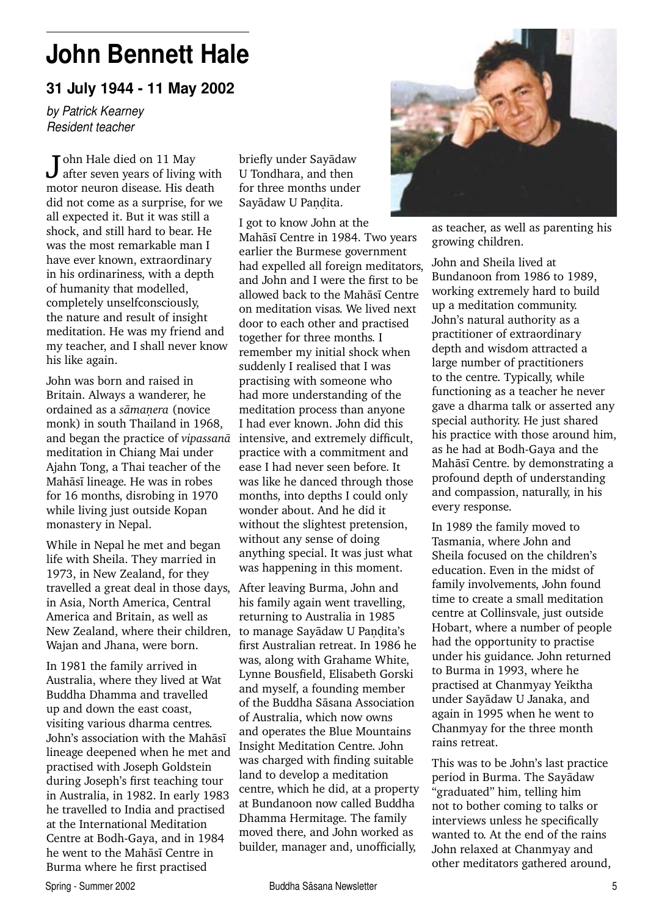# John Bennett Hale

### 31 July 1944 - 11 May 2002

*by Patrick Kearney*
*Resident teacher*

John Hale died on 11 May after seven years of living with motor neuron disease. His death did not come as a surprise, for we all expected it. But it was still a shock, and still hard to bear. He was the most remarkable man I have ever known, extraordinary in his ordinariness, with a depth of humanity that modelled, completely unselfconsciously, the nature and result of insight meditation. He was my friend and my teacher, and I shall never know his like again.

John was born and raised in Britain. Always a wanderer, he ordained as a *sāmaṇera* (novice monk) in south Thailand in 1968, and began the practice of *vipassanā* meditation in Chiang Mai under Ajahn Tong, a Thai teacher of the Mahāsī lineage. He was in robes for 16 months, disrobing in 1970 while living just outside Kopan monastery in Nepal.

While in Nepal he met and began life with Sheila. They married in 1973, in New Zealand, for they travelled a great deal in those days, in Asia, North America, Central America and Britain, as well as New Zealand, where their children, Wajan and Jhana, were born.

In 1981 the family arrived in Australia, where they lived at Wat Buddha Dhamma and travelled up and down the east coast, visiting various dharma centres. John's association with the Mahāsī lineage deepened when he met and practised with Joseph Goldstein during Joseph's first teaching tour in Australia, in 1982. In early 1983 he travelled to India and practised at the International Meditation Centre at Bodh-Gaya, and in 1984 he went to the Mahāsī Centre in Burma where he first practised briefly under Sayādaw U Tondhara, and then for three months under Sayādaw U Paṇḍita.

I got to know John at the Mahāsī Centre in 1984. Two years earlier the Burmese government had expelled all foreign meditators, and John and I were the first to be allowed back to the Mahāsī Centre on meditation visas. We lived next door to each other and practised together for three months. I remember my initial shock when suddenly I realised that I was practising with someone who had more understanding of the meditation process than anyone I had ever known. John did this intensive, and extremely difficult, practice with a commitment and ease I had never seen before. It was like he danced through those months, into depths I could only wonder about. And he did it without the slightest pretension, without any sense of doing anything special. It was just what was happening in this moment.

After leaving Burma, John and his family again went travelling, returning to Australia in 1985 to manage Sayādaw U Paṇḍita's first Australian retreat. In 1986 he was, along with Grahame White, Lynne Bousfield, Elisabeth Gorski and myself, a founding member of the Buddha Sāsana Association of Australia, which now owns and operates the Blue Mountains Insight Meditation Centre. John was charged with finding suitable land to develop a meditation centre, which he did, at a property at Bundanoon now called Buddha Dhamma Hermitage. The family moved there, and John worked as builder, manager and, unofficially, as teacher, as well as parenting his growing children.

John and Sheila lived at Bundanoon from 1986 to 1989, working extremely hard to build up a meditation community. John's natural authority as a practitioner of extraordinary depth and wisdom attracted a large number of practitioners to the centre. Typically, while functioning as a teacher he never gave a dharma talk or asserted any special authority. He just shared his practice with those around him, as he had at Bodh-Gaya and the Mahāsī Centre. by demonstrating a profound depth of understanding and compassion, naturally, in his every response.

In 1989 the family moved to Tasmania, where John and Sheila focused on the children's education. Even in the midst of family involvements, John found time to create a small meditation centre at Collinsvale, just outside Hobart, where a number of people had the opportunity to practise under his guidance. John returned to Burma in 1993, where he practised at Chanmyay Yeiktha under Sayādaw U Janaka, and again in 1995 when he went to Chanmyay for the three month rains retreat.

This was to be John's last practice period in Burma. The Sayādaw "graduated" him, telling him not to bother coming to talks or interviews unless he specifically wanted to. At the end of the rains John relaxed at Chanmyay and other meditators gathered around,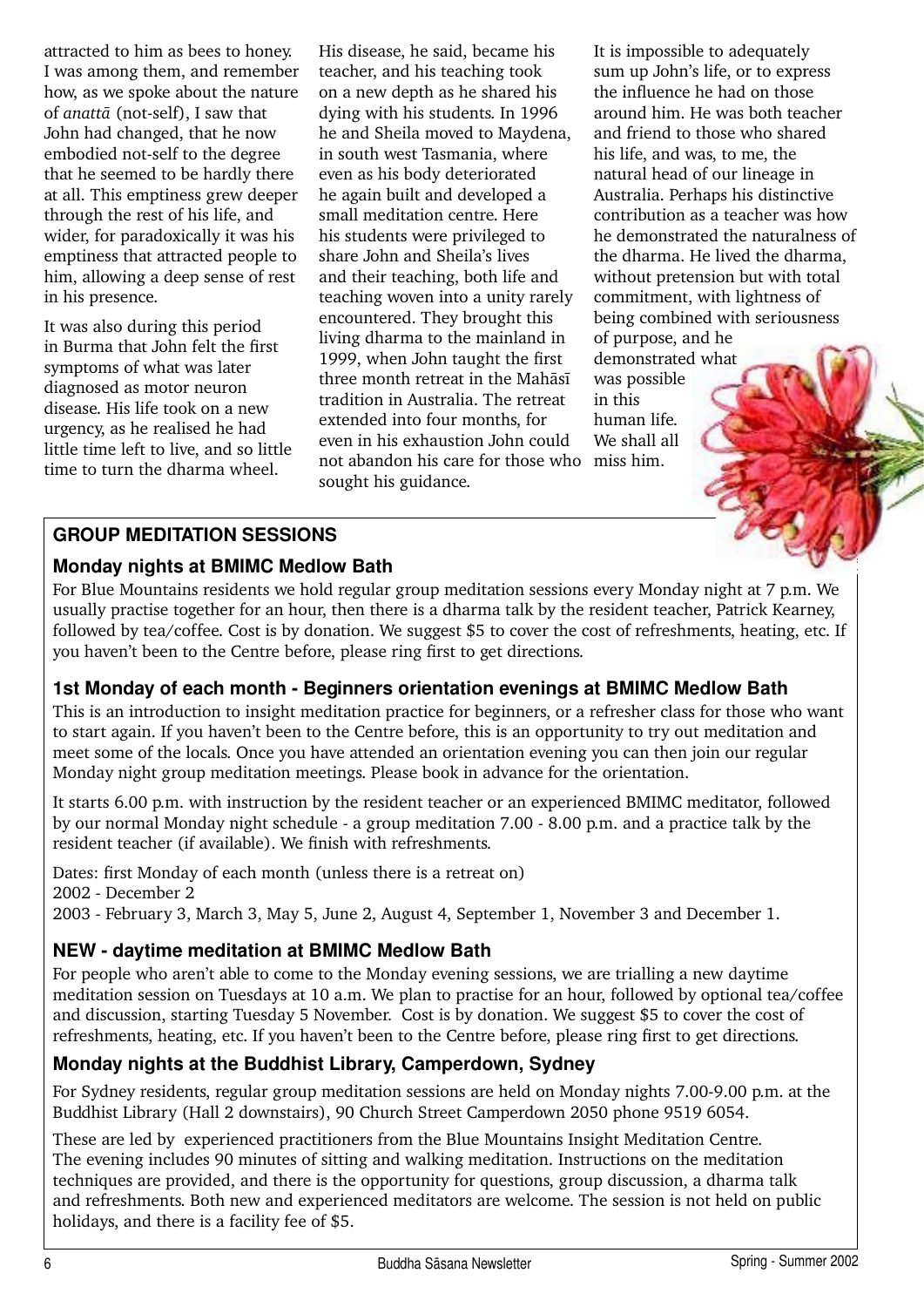attracted to him as bees to honey. I was among them, and remember how, as we spoke about the nature of *anattā* (not-self), I saw that John had changed, that he now embodied not-self to the degree that he seemed to be hardly there at all. This emptiness grew deeper through the rest of his life, and wider, for paradoxically it was his emptiness that attracted people to him, allowing a deep sense of rest in his presence.

It was also during this period in Burma that John felt the first symptoms of what was later diagnosed as motor neuron disease. His life took on a new urgency, as he realised he had little time left to live, and so little time to turn the dharma wheel.

His disease, he said, became his teacher, and his teaching took on a new depth as he shared his dying with his students. In 1996 he and Sheila moved to Maydena, in south west Tasmania, where even as his body deteriorated he again built and developed a small meditation centre. Here his students were privileged to share John and Sheila's lives and their teaching, both life and teaching woven into a unity rarely encountered. They brought this living dharma to the mainland in 1999, when John taught the first three month retreat in the Mahāsī tradition in Australia. The retreat extended into four months, for even in his exhaustion John could not abandon his care for those who sought his guidance.

It is impossible to adequately sum up John's life, or to express the influence he had on those around him. He was both teacher and friend to those who shared his life, and was, to me, the natural head of our lineage in Australia. Perhaps his distinctive contribution as a teacher was how he demonstrated the naturalness of the dharma. He lived the dharma, without pretension but with total commitment, with lightness of being combined with seriousness of purpose, and he demonstrated what was possible in this human life. We shall all miss him.

## GROUP MEDITATION SESSIONS

### Monday nights at BMIMC Medlow Bath

For Blue Mountains residents we hold regular group meditation sessions every Monday night at 7 p.m. We usually practise together for an hour, then there is a dharma talk by the resident teacher, Patrick Kearney, followed by tea/coffee. Cost is by donation. We suggest $5 to cover the cost of refreshments, heating, etc. If you haven't been to the Centre before, please ring first to get directions.

### 1st Monday of each month - Beginners orientation evenings at BMIMC Medlow Bath

This is an introduction to insight meditation practice for beginners, or a refresher class for those who want to start again. If you haven't been to the Centre before, this is an opportunity to try out meditation and meet some of the locals. Once you have attended an orientation evening you can then join our regular Monday night group meditation meetings. Please book in advance for the orientation.

It starts 6.00 p.m. with instruction by the resident teacher or an experienced BMIMC meditator, followed by our normal Monday night schedule - a group meditation 7.00 - 8.00 p.m. and a practice talk by the resident teacher (if available). We finish with refreshments.

Dates: first Monday of each month (unless there is a retreat on)
2002 - December 2
2003 - February 3, March 3, May 5, June 2, August 4, September 1, November 3 and December 1.

### NEW - daytime meditation at BMIMC Medlow Bath

For people who aren't able to come to the Monday evening sessions, we are trialling a new daytime meditation session on Tuesdays at 10 a.m. We plan to practise for an hour, followed by optional tea/coffee and discussion, starting Tuesday 5 November. Cost is by donation. We suggest $5 to cover the cost of refreshments, heating, etc. If you haven't been to the Centre before, please ring first to get directions.

### Monday nights at the Buddhist Library, Camperdown, Sydney

For Sydney residents, regular group meditation sessions are held on Monday nights 7.00-9.00 p.m. at the Buddhist Library (Hall 2 downstairs), 90 Church Street Camperdown 2050 phone 9519 6054.

These are led by experienced practitioners from the Blue Mountains Insight Meditation Centre. The evening includes 90 minutes of sitting and walking meditation. Instructions on the meditation techniques are provided, and there is the opportunity for questions, group discussion, a dharma talk and refreshments. Both new and experienced meditators are welcome. The session is not held on public holidays, and there is a facility fee of $5.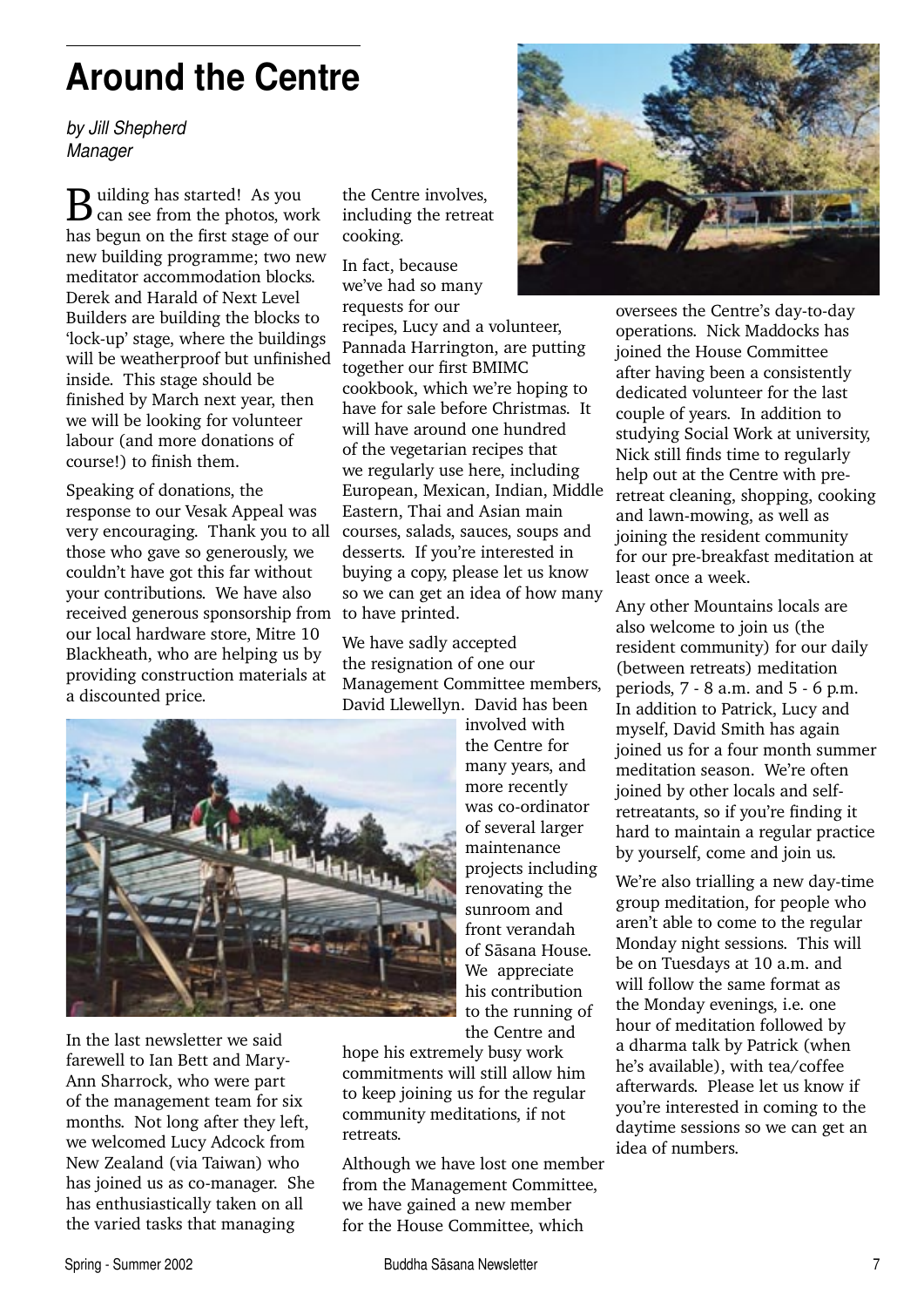# Around the Centre

*by Jill Shepherd*
*Manager*

Building has started! As you can see from the photos, work has begun on the first stage of our new building programme; two new meditator accommodation blocks. Derek and Harald of Next Level Builders are building the blocks to 'lock-up' stage, where the buildings will be weatherproof but unfinished inside. This stage should be finished by March next year, then we will be looking for volunteer labour (and more donations of course!) to finish them.

Speaking of donations, the response to our Vesak Appeal was very encouraging. Thank you to all those who gave so generously, we couldn't have got this far without your contributions. We have also received generous sponsorship from our local hardware store, Mitre 10 Blackheath, who are helping us by providing construction materials at a discounted price.

In the last newsletter we said farewell to Ian Bett and Mary-Ann Sharrock, who were part of the management team for six months. Not long after they left, we welcomed Lucy Adcock from New Zealand (via Taiwan) who has joined us as co-manager. She has enthusiastically taken on all the varied tasks that managing the Centre involves, including the retreat cooking.

In fact, because we've had so many requests for our recipes, Lucy and a volunteer, Pannada Harrington, are putting together our first BMIMC cookbook, which we're hoping to have for sale before Christmas. It will have around one hundred of the vegetarian recipes that we regularly use here, including European, Mexican, Indian, Middle Eastern, Thai and Asian main courses, salads, sauces, soups and desserts. If you're interested in buying a copy, please let us know so we can get an idea of how many to have printed.

We have sadly accepted the resignation of one our Management Committee members, David Llewellyn. David has been involved with the Centre for many years, and more recently was co-ordinator of several larger maintenance projects including renovating the sunroom and front verandah of Sāsana House. We appreciate his contribution to the running of the Centre and hope his extremely busy work commitments will still allow him to keep joining us for the regular community meditations, if not retreats.

Although we have lost one member from the Management Committee, we have gained a new member for the House Committee, which oversees the Centre's day-to-day operations. Nick Maddocks has joined the House Committee after having been a consistently dedicated volunteer for the last couple of years. In addition to studying Social Work at university, Nick still finds time to regularly help out at the Centre with pre-retreat cleaning, shopping, cooking and lawn-mowing, as well as joining the resident community for our pre-breakfast meditation at least once a week.

Any other Mountains locals are also welcome to join us (the resident community) for our daily (between retreats) meditation periods, 7 - 8 a.m. and 5 - 6 p.m. In addition to Patrick, Lucy and myself, David Smith has again joined us for a four month summer meditation season. We're often joined by other locals and self-retreatants, so if you're finding it hard to maintain a regular practice by yourself, come and join us.

We're also trialling a new day-time group meditation, for people who aren't able to come to the regular Monday night sessions. This will be on Tuesdays at 10 a.m. and will follow the same format as the Monday evenings, i.e. one hour of meditation followed by a dharma talk by Patrick (when he's available), with tea/coffee afterwards. Please let us know if you're interested in coming to the daytime sessions so we can get an idea of numbers.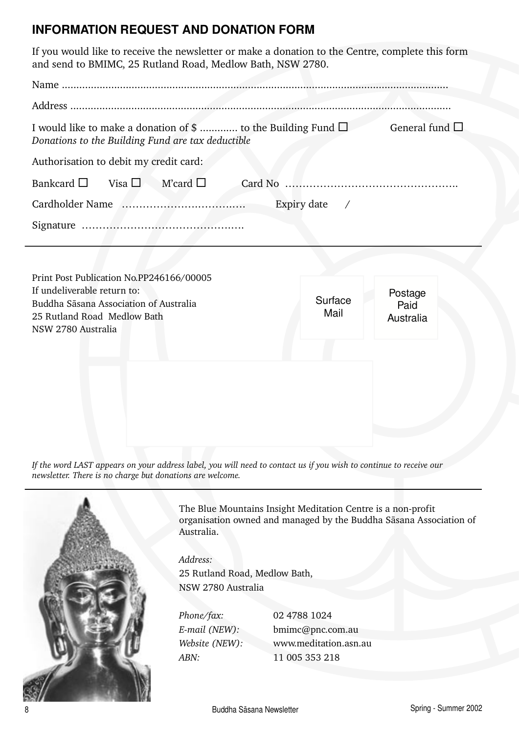## INFORMATION REQUEST AND DONATION FORM

If you would like to receive the newsletter or make a donation to the Centre, complete this form and send to BMIMC, 25 Rutland Road, Medlow Bath, NSW 2780.

Name ..................................................................................................................................

Address ..............................................................................................................................

I would like to make a donation of $ ............ to the Building Fund ☐ General fund ☐
*Donations to the Building Fund are tax deductible*

Authorisation to debit my credit card:

Bankcard ☐ Visa ☐ M'card ☐ Card No ………………………………………….

Cardholder Name ……………………….……. Expiry date /

Signature ………………………………….…….

---

Print Post Publication No.PP246166/00005
If undeliverable return to:
Buddha Sāsana Association of Australia
25 Rutland Road Medlow Bath
NSW 2780 Australia

Surface Mail

Postage Paid Australia

*If the word LAST appears on your address label, you will need to contact us if you wish to continue to receive our newsletter. There is no charge but donations are welcome.*

---

The Blue Mountains Insight Meditation Centre is a non-profit organisation owned and managed by the Buddha Sāsana Association of Australia.

*Address:*
25 Rutland Road, Medlow Bath,
NSW 2780 Australia

*Phone/fax:* 02 4788 1024
*E-mail (NEW):* bmimc@pnc.com.au
*Website (NEW):* www.meditation.asn.au
*ABN:* 11 005 353 218